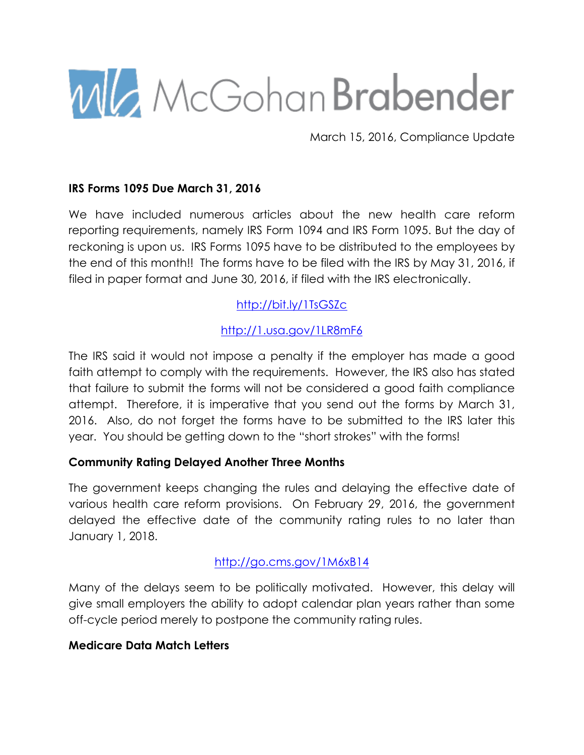McGohan Brabender

March 15, 2016, Compliance Update

**IRS Forms 1095 Due March 31, 2016**

We have included numerous articles about the new health care reform reporting requirements, namely IRS Form 1094 and IRS Form 1095. But the day of reckoning is upon us. IRS Forms 1095 have to be distributed to the employees by the end of this month!! The forms have to be filed with the IRS by May 31, 2016, if filed in paper format and June 30, 2016, if filed with the IRS electronically.

http://bit.ly/1TsGSZc

http://1.usa.gov/1LR8mF6

The IRS said it would not impose a penalty if the employer has made a good faith attempt to comply with the requirements. However, the IRS also has stated that failure to submit the forms will not be considered a good faith compliance attempt. Therefore, it is imperative that you send out the forms by March 31, 2016. Also, do not forget the forms have to be submitted to the IRS later this year. You should be getting down to the "short strokes" with the forms!

**Community Rating Delayed Another Three Months**

The government keeps changing the rules and delaying the effective date of various health care reform provisions. On February 29, 2016, the government delayed the effective date of the community rating rules to no later than January 1, 2018.

http://go.cms.gov/1M6xB14

Many of the delays seem to be politically motivated. However, this delay will give small employers the ability to adopt calendar plan years rather than some off-cycle period merely to postpone the community rating rules.

**Medicare Data Match Letters**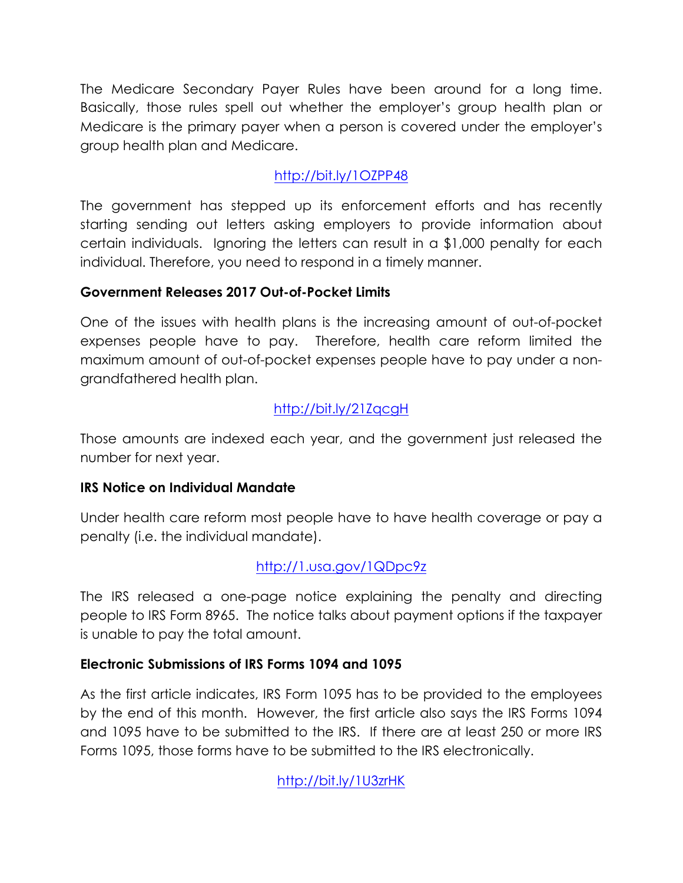The Medicare Secondary Payer Rules have been around for a long time. Basically, those rules spell out whether the employer's group health plan or Medicare is the primary payer when a person is covered under the employer's group health plan and Medicare.

http://bit.ly/1OZPP48

The government has stepped up its enforcement efforts and has recently starting sending out letters asking employers to provide information about certain individuals. Ignoring the letters can result in a $1,000 penalty for each individual. Therefore, you need to respond in a timely manner.

**Government Releases 2017 Out-of-Pocket Limits**

One of the issues with health plans is the increasing amount of out-of-pocket expenses people have to pay. Therefore, health care reform limited the maximum amount of out-of-pocket expenses people have to pay under a non-grandfathered health plan.

http://bit.ly/21ZqcgH

Those amounts are indexed each year, and the government just released the number for next year.

**IRS Notice on Individual Mandate**

Under health care reform most people have to have health coverage or pay a penalty (i.e. the individual mandate).

http://1.usa.gov/1QDpc9z

The IRS released a one-page notice explaining the penalty and directing people to IRS Form 8965. The notice talks about payment options if the taxpayer is unable to pay the total amount.

**Electronic Submissions of IRS Forms 1094 and 1095**

As the first article indicates, IRS Form 1095 has to be provided to the employees by the end of this month. However, the first article also says the IRS Forms 1094 and 1095 have to be submitted to the IRS. If there are at least 250 or more IRS Forms 1095, those forms have to be submitted to the IRS electronically.

http://bit.ly/1U3zrHK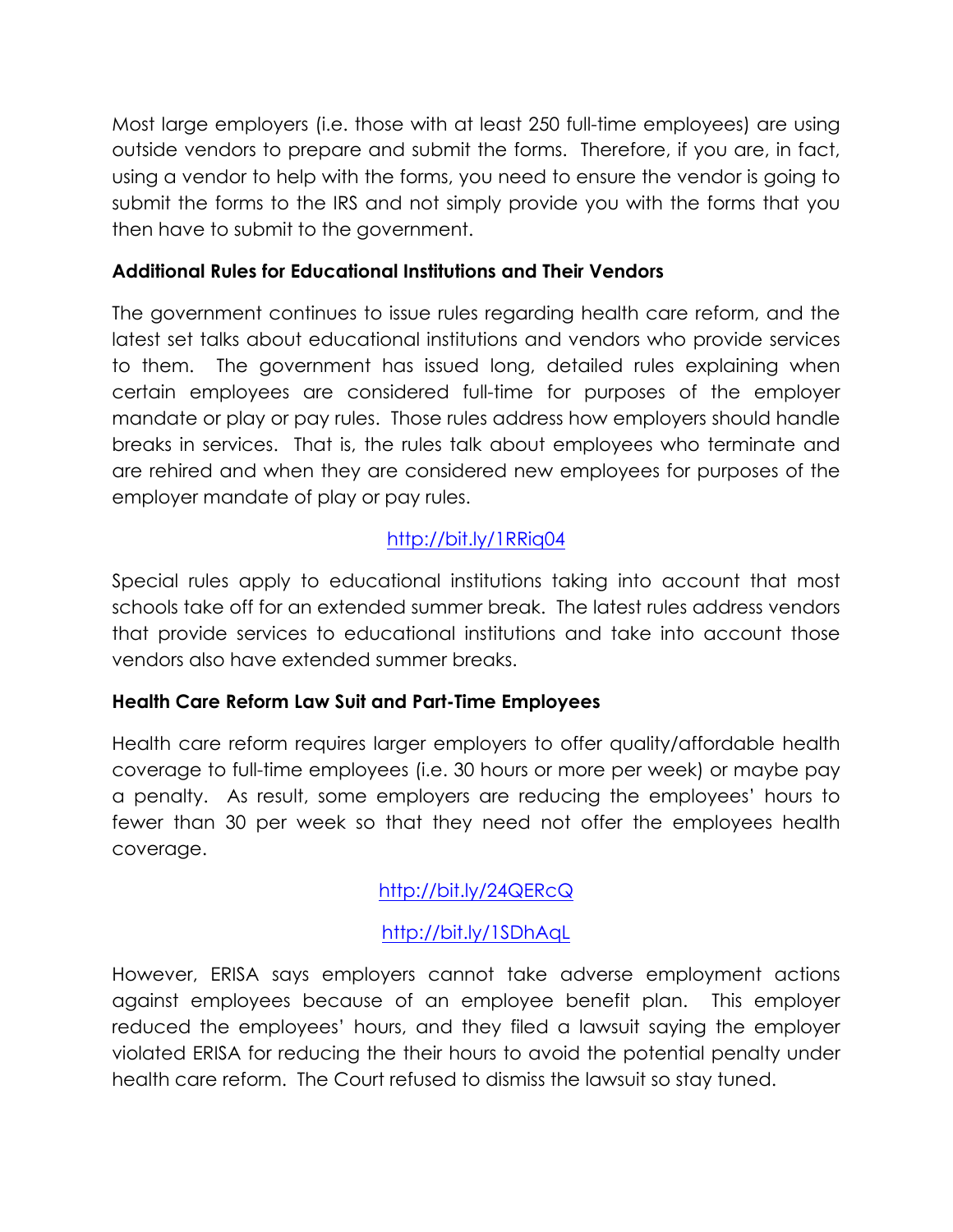Most large employers (i.e. those with at least 250 full-time employees) are using outside vendors to prepare and submit the forms. Therefore, if you are, in fact, using a vendor to help with the forms, you need to ensure the vendor is going to submit the forms to the IRS and not simply provide you with the forms that you then have to submit to the government.

**Additional Rules for Educational Institutions and Their Vendors**

The government continues to issue rules regarding health care reform, and the latest set talks about educational institutions and vendors who provide services to them. The government has issued long, detailed rules explaining when certain employees are considered full-time for purposes of the employer mandate or play or pay rules. Those rules address how employers should handle breaks in services. That is, the rules talk about employees who terminate and are rehired and when they are considered new employees for purposes of the employer mandate of play or pay rules.

http://bit.ly/1RRiq04

Special rules apply to educational institutions taking into account that most schools take off for an extended summer break. The latest rules address vendors that provide services to educational institutions and take into account those vendors also have extended summer breaks.

**Health Care Reform Law Suit and Part-Time Employees**

Health care reform requires larger employers to offer quality/affordable health coverage to full-time employees (i.e. 30 hours or more per week) or maybe pay a penalty. As result, some employers are reducing the employees' hours to fewer than 30 per week so that they need not offer the employees health coverage.

http://bit.ly/24QERcQ

http://bit.ly/1SDhAqL

However, ERISA says employers cannot take adverse employment actions against employees because of an employee benefit plan. This employer reduced the employees' hours, and they filed a lawsuit saying the employer violated ERISA for reducing the their hours to avoid the potential penalty under health care reform. The Court refused to dismiss the lawsuit so stay tuned.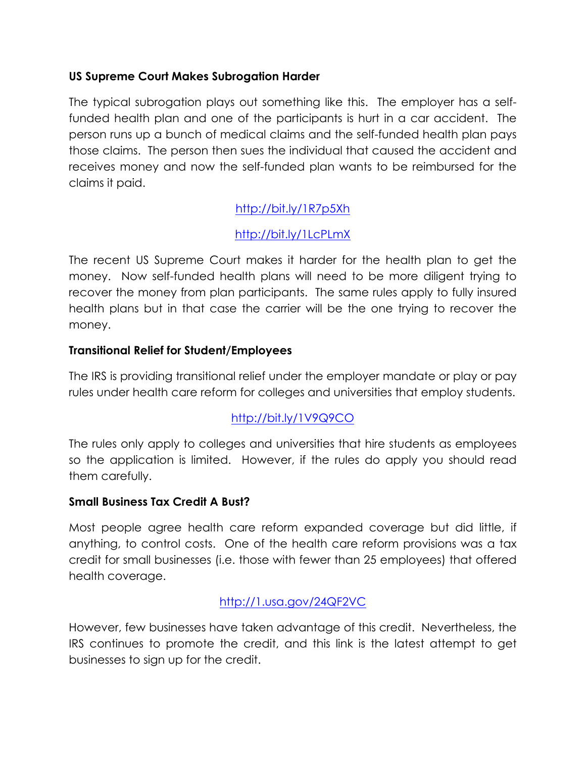**US Supreme Court Makes Subrogation Harder**

The typical subrogation plays out something like this. The employer has a self-funded health plan and one of the participants is hurt in a car accident. The person runs up a bunch of medical claims and the self-funded health plan pays those claims. The person then sues the individual that caused the accident and receives money and now the self-funded plan wants to be reimbursed for the claims it paid.

http://bit.ly/1R7p5Xh

http://bit.ly/1LcPLmX

The recent US Supreme Court makes it harder for the health plan to get the money. Now self-funded health plans will need to be more diligent trying to recover the money from plan participants. The same rules apply to fully insured health plans but in that case the carrier will be the one trying to recover the money.

**Transitional Relief for Student/Employees**

The IRS is providing transitional relief under the employer mandate or play or pay rules under health care reform for colleges and universities that employ students.

http://bit.ly/1V9Q9CO

The rules only apply to colleges and universities that hire students as employees so the application is limited. However, if the rules do apply you should read them carefully.

**Small Business Tax Credit A Bust?**

Most people agree health care reform expanded coverage but did little, if anything, to control costs. One of the health care reform provisions was a tax credit for small businesses (i.e. those with fewer than 25 employees) that offered health coverage.

http://1.usa.gov/24QF2VC

However, few businesses have taken advantage of this credit. Nevertheless, the IRS continues to promote the credit, and this link is the latest attempt to get businesses to sign up for the credit.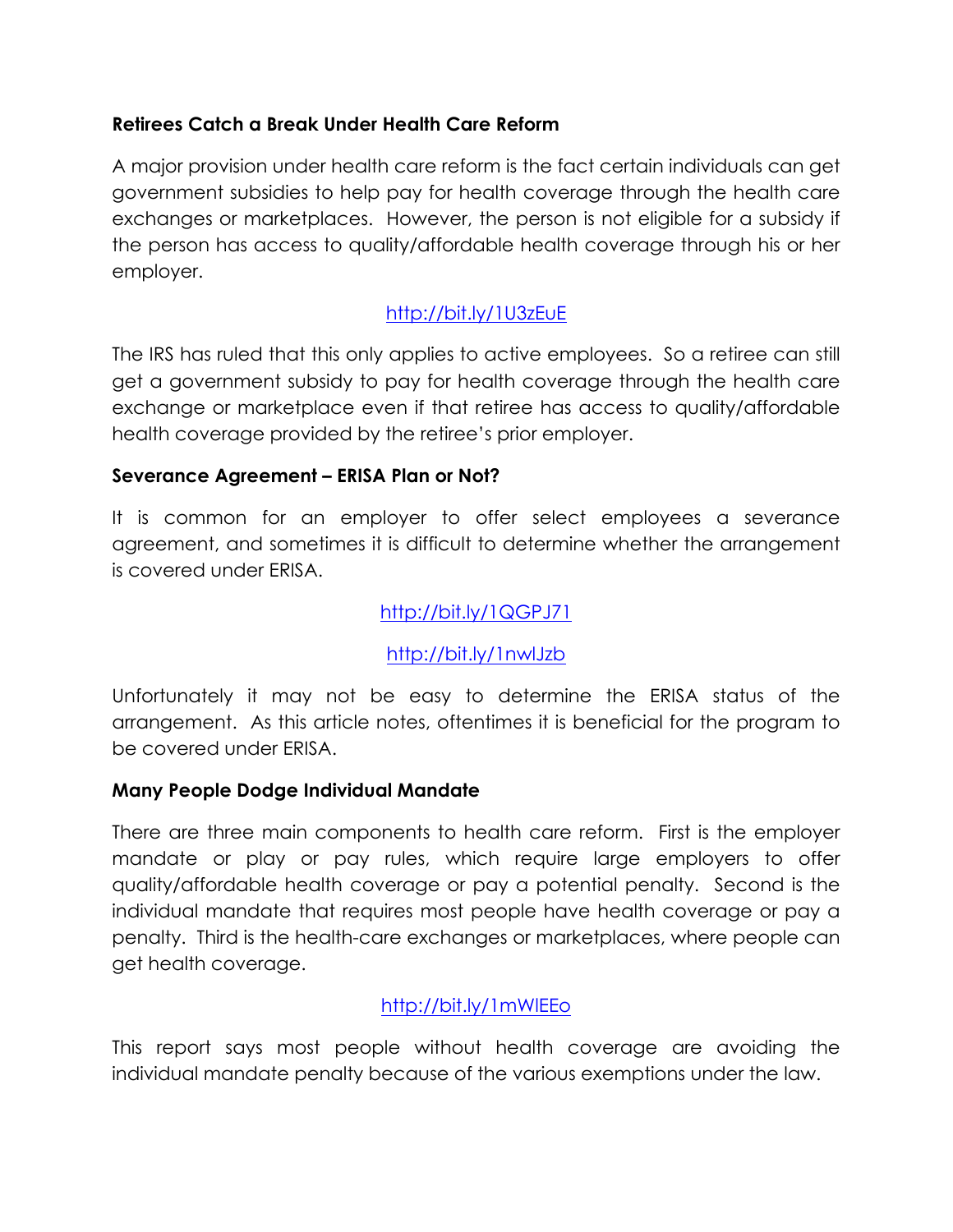**Retirees Catch a Break Under Health Care Reform**

A major provision under health care reform is the fact certain individuals can get government subsidies to help pay for health coverage through the health care exchanges or marketplaces. However, the person is not eligible for a subsidy if the person has access to quality/affordable health coverage through his or her employer.

http://bit.ly/1U3zEuE

The IRS has ruled that this only applies to active employees. So a retiree can still get a government subsidy to pay for health coverage through the health care exchange or marketplace even if that retiree has access to quality/affordable health coverage provided by the retiree's prior employer.

**Severance Agreement – ERISA Plan or Not?**

It is common for an employer to offer select employees a severance agreement, and sometimes it is difficult to determine whether the arrangement is covered under ERISA.

http://bit.ly/1QGPJ71

http://bit.ly/1nwlJzb

Unfortunately it may not be easy to determine the ERISA status of the arrangement. As this article notes, oftentimes it is beneficial for the program to be covered under ERISA.

**Many People Dodge Individual Mandate**

There are three main components to health care reform. First is the employer mandate or play or pay rules, which require large employers to offer quality/affordable health coverage or pay a potential penalty. Second is the individual mandate that requires most people have health coverage or pay a penalty. Third is the health-care exchanges or marketplaces, where people can get health coverage.

http://bit.ly/1mWlEEo

This report says most people without health coverage are avoiding the individual mandate penalty because of the various exemptions under the law.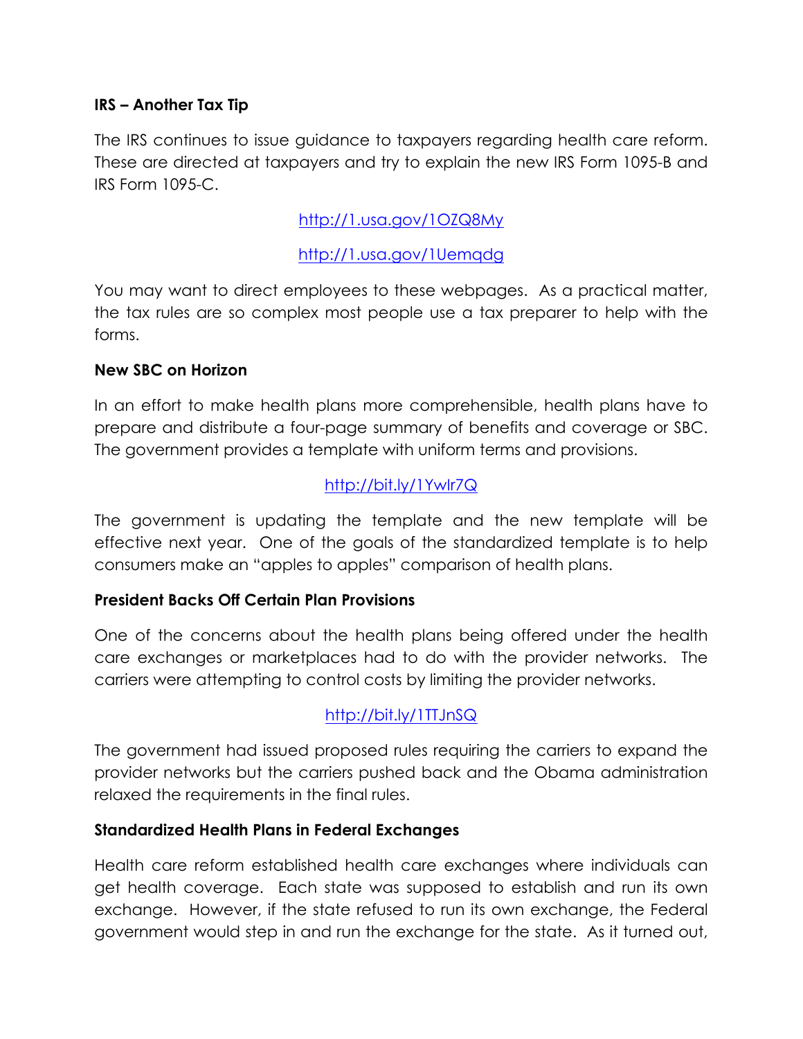**IRS – Another Tax Tip**

The IRS continues to issue guidance to taxpayers regarding health care reform. These are directed at taxpayers and try to explain the new IRS Form 1095-B and IRS Form 1095-C.

http://1.usa.gov/1OZQ8My

http://1.usa.gov/1Uemqdg

You may want to direct employees to these webpages. As a practical matter, the tax rules are so complex most people use a tax preparer to help with the forms.

**New SBC on Horizon**

In an effort to make health plans more comprehensible, health plans have to prepare and distribute a four-page summary of benefits and coverage or SBC. The government provides a template with uniform terms and provisions.

http://bit.ly/1Ywlr7Q

The government is updating the template and the new template will be effective next year. One of the goals of the standardized template is to help consumers make an "apples to apples" comparison of health plans.

**President Backs Off Certain Plan Provisions**

One of the concerns about the health plans being offered under the health care exchanges or marketplaces had to do with the provider networks. The carriers were attempting to control costs by limiting the provider networks.

http://bit.ly/1TTJnSQ

The government had issued proposed rules requiring the carriers to expand the provider networks but the carriers pushed back and the Obama administration relaxed the requirements in the final rules.

**Standardized Health Plans in Federal Exchanges**

Health care reform established health care exchanges where individuals can get health coverage. Each state was supposed to establish and run its own exchange. However, if the state refused to run its own exchange, the Federal government would step in and run the exchange for the state. As it turned out,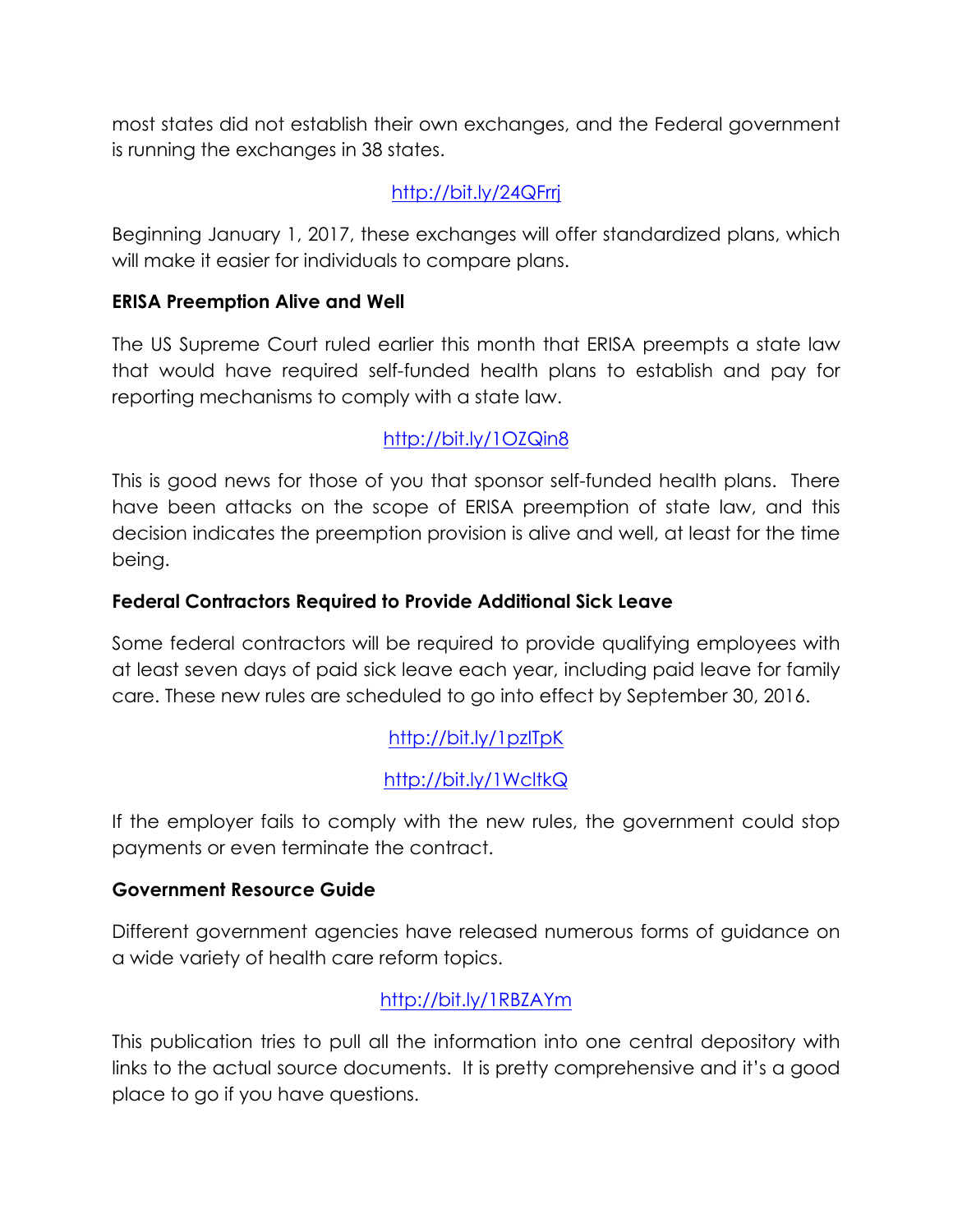most states did not establish their own exchanges, and the Federal government is running the exchanges in 38 states.

http://bit.ly/24QFrrj

Beginning January 1, 2017, these exchanges will offer standardized plans, which will make it easier for individuals to compare plans.

**ERISA Preemption Alive and Well**

The US Supreme Court ruled earlier this month that ERISA preempts a state law that would have required self-funded health plans to establish and pay for reporting mechanisms to comply with a state law.

http://bit.ly/1OZQin8

This is good news for those of you that sponsor self-funded health plans. There have been attacks on the scope of ERISA preemption of state law, and this decision indicates the preemption provision is alive and well, at least for the time being.

**Federal Contractors Required to Provide Additional Sick Leave**

Some federal contractors will be required to provide qualifying employees with at least seven days of paid sick leave each year, including paid leave for family care. These new rules are scheduled to go into effect by September 30, 2016.

http://bit.ly/1pzlTpK

http://bit.ly/1WcltkQ

If the employer fails to comply with the new rules, the government could stop payments or even terminate the contract.

**Government Resource Guide**

Different government agencies have released numerous forms of guidance on a wide variety of health care reform topics.

http://bit.ly/1RBZAYm

This publication tries to pull all the information into one central depository with links to the actual source documents. It is pretty comprehensive and it's a good place to go if you have questions.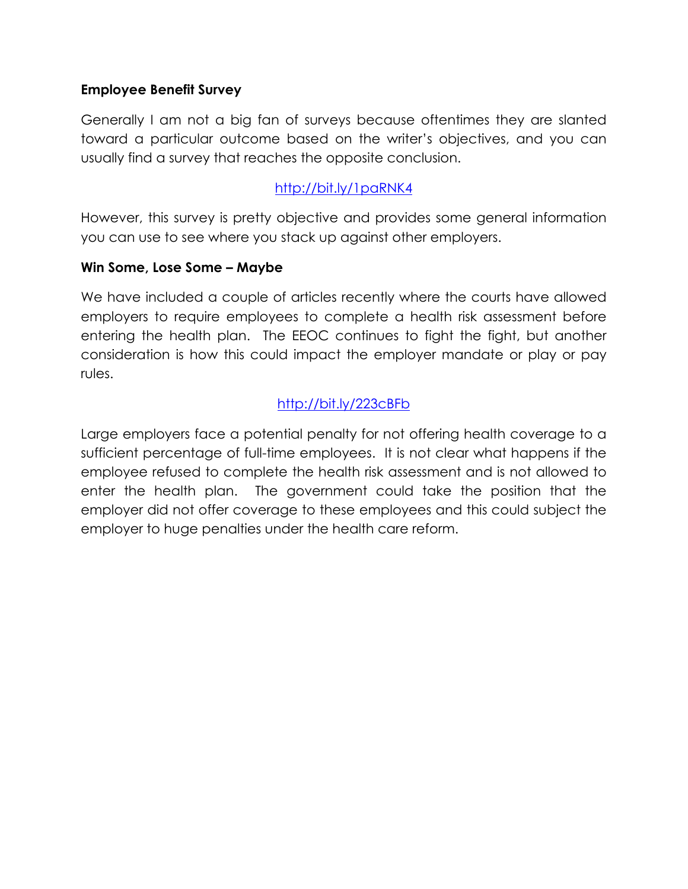**Employee Benefit Survey**

Generally I am not a big fan of surveys because oftentimes they are slanted toward a particular outcome based on the writer's objectives, and you can usually find a survey that reaches the opposite conclusion.

http://bit.ly/1paRNK4

However, this survey is pretty objective and provides some general information you can use to see where you stack up against other employers.

**Win Some, Lose Some – Maybe**

We have included a couple of articles recently where the courts have allowed employers to require employees to complete a health risk assessment before entering the health plan. The EEOC continues to fight the fight, but another consideration is how this could impact the employer mandate or play or pay rules.

http://bit.ly/223cBFb

Large employers face a potential penalty for not offering health coverage to a sufficient percentage of full-time employees. It is not clear what happens if the employee refused to complete the health risk assessment and is not allowed to enter the health plan. The government could take the position that the employer did not offer coverage to these employees and this could subject the employer to huge penalties under the health care reform.